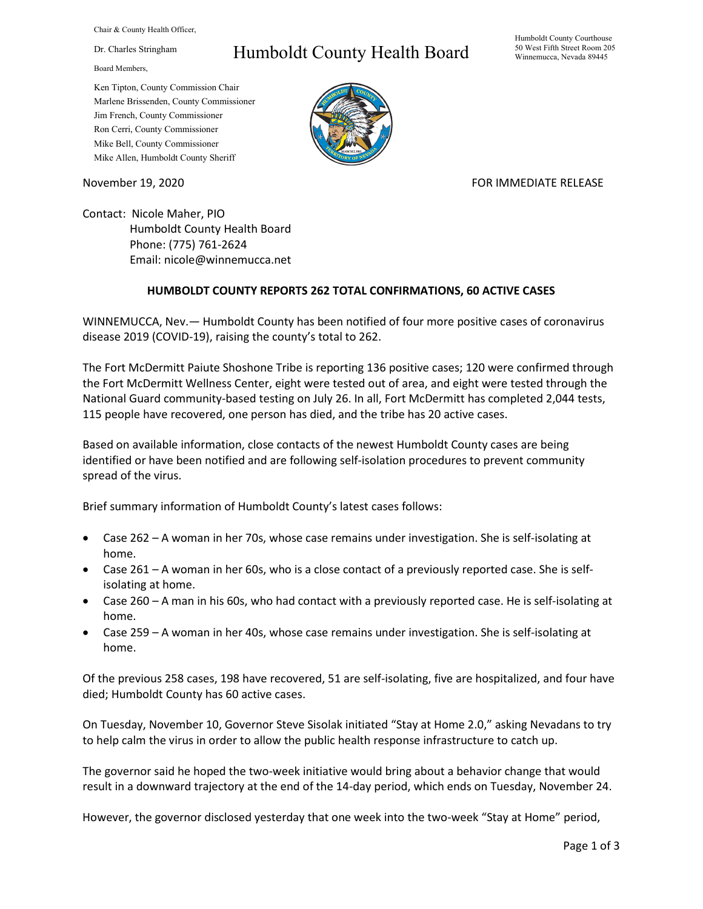Chair & County Health Officer,

Dr. Charles Stringham

# Humboldt County Health Board

Humboldt County Courthouse
50 West Fifth Street Room 205
Winnemucca, Nevada 89445

Board Members,

Ken Tipton, County Commission Chair
Marlene Brissenden, County Commissioner
Jim French, County Commissioner
Ron Cerri, County Commissioner
Mike Bell, County Commissioner
Mike Allen, Humboldt County Sheriff

November 19, 2020

FOR IMMEDIATE RELEASE

Contact: Nicole Maher, PIO
Humboldt County Health Board
Phone: (775) 761-2624
Email: nicole@winnemucca.net

**HUMBOLDT COUNTY REPORTS 262 TOTAL CONFIRMATIONS, 60 ACTIVE CASES**

WINNEMUCCA, Nev.— Humboldt County has been notified of four more positive cases of coronavirus disease 2019 (COVID-19), raising the county's total to 262.

The Fort McDermitt Paiute Shoshone Tribe is reporting 136 positive cases; 120 were confirmed through the Fort McDermitt Wellness Center, eight were tested out of area, and eight were tested through the National Guard community-based testing on July 26. In all, Fort McDermitt has completed 2,044 tests, 115 people have recovered, one person has died, and the tribe has 20 active cases.

Based on available information, close contacts of the newest Humboldt County cases are being identified or have been notified and are following self-isolation procedures to prevent community spread of the virus.

Brief summary information of Humboldt County's latest cases follows:

- Case 262 – A woman in her 70s, whose case remains under investigation. She is self-isolating at home.
- Case 261 – A woman in her 60s, who is a close contact of a previously reported case. She is self-isolating at home.
- Case 260 – A man in his 60s, who had contact with a previously reported case. He is self-isolating at home.
- Case 259 – A woman in her 40s, whose case remains under investigation. She is self-isolating at home.

Of the previous 258 cases, 198 have recovered, 51 are self-isolating, five are hospitalized, and four have died; Humboldt County has 60 active cases.

On Tuesday, November 10, Governor Steve Sisolak initiated "Stay at Home 2.0," asking Nevadans to try to help calm the virus in order to allow the public health response infrastructure to catch up.

The governor said he hoped the two-week initiative would bring about a behavior change that would result in a downward trajectory at the end of the 14-day period, which ends on Tuesday, November 24.

However, the governor disclosed yesterday that one week into the two-week "Stay at Home" period,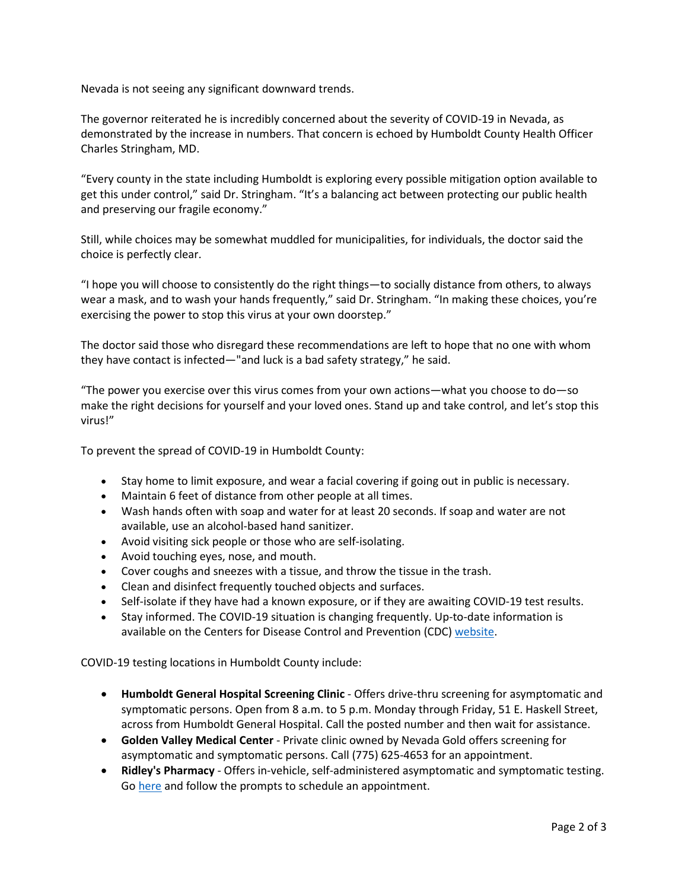Nevada is not seeing any significant downward trends.

The governor reiterated he is incredibly concerned about the severity of COVID-19 in Nevada, as demonstrated by the increase in numbers. That concern is echoed by Humboldt County Health Officer Charles Stringham, MD.

"Every county in the state including Humboldt is exploring every possible mitigation option available to get this under control," said Dr. Stringham. "It's a balancing act between protecting our public health and preserving our fragile economy."

Still, while choices may be somewhat muddled for municipalities, for individuals, the doctor said the choice is perfectly clear.

"I hope you will choose to consistently do the right things—to socially distance from others, to always wear a mask, and to wash your hands frequently," said Dr. Stringham. "In making these choices, you're exercising the power to stop this virus at your own doorstep."

The doctor said those who disregard these recommendations are left to hope that no one with whom they have contact is infected—"and luck is a bad safety strategy," he said.

"The power you exercise over this virus comes from your own actions—what you choose to do—so make the right decisions for yourself and your loved ones. Stand up and take control, and let's stop this virus!"

To prevent the spread of COVID-19 in Humboldt County:

- Stay home to limit exposure, and wear a facial covering if going out in public is necessary.
- Maintain 6 feet of distance from other people at all times.
- Wash hands often with soap and water for at least 20 seconds. If soap and water are not available, use an alcohol-based hand sanitizer.
- Avoid visiting sick people or those who are self-isolating.
- Avoid touching eyes, nose, and mouth.
- Cover coughs and sneezes with a tissue, and throw the tissue in the trash.
- Clean and disinfect frequently touched objects and surfaces.
- Self-isolate if they have had a known exposure, or if they are awaiting COVID-19 test results.
- Stay informed. The COVID-19 situation is changing frequently. Up-to-date information is available on the Centers for Disease Control and Prevention (CDC) website.

COVID-19 testing locations in Humboldt County include:

- **Humboldt General Hospital Screening Clinic** - Offers drive-thru screening for asymptomatic and symptomatic persons. Open from 8 a.m. to 5 p.m. Monday through Friday, 51 E. Haskell Street, across from Humboldt General Hospital. Call the posted number and then wait for assistance.
- **Golden Valley Medical Center** - Private clinic owned by Nevada Gold offers screening for asymptomatic and symptomatic persons. Call (775) 625-4653 for an appointment.
- **Ridley's Pharmacy** - Offers in-vehicle, self-administered asymptomatic and symptomatic testing. Go here and follow the prompts to schedule an appointment.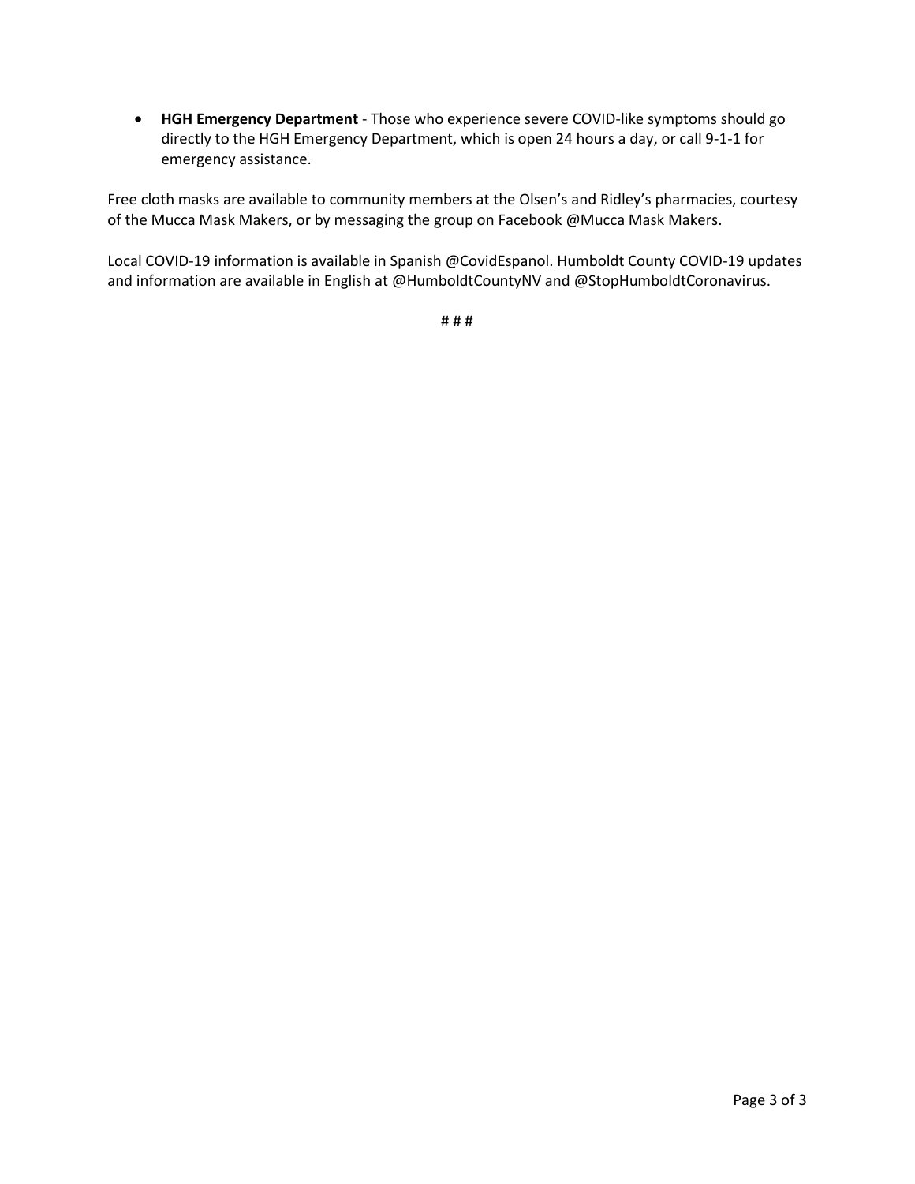- **HGH Emergency Department** - Those who experience severe COVID-like symptoms should go directly to the HGH Emergency Department, which is open 24 hours a day, or call 9-1-1 for emergency assistance.

Free cloth masks are available to community members at the Olsen's and Ridley's pharmacies, courtesy of the Mucca Mask Makers, or by messaging the group on Facebook @Mucca Mask Makers.

Local COVID-19 information is available in Spanish @CovidEspanol. Humboldt County COVID-19 updates and information are available in English at @HumboldtCountyNV and @StopHumboldtCoronavirus.

# # #